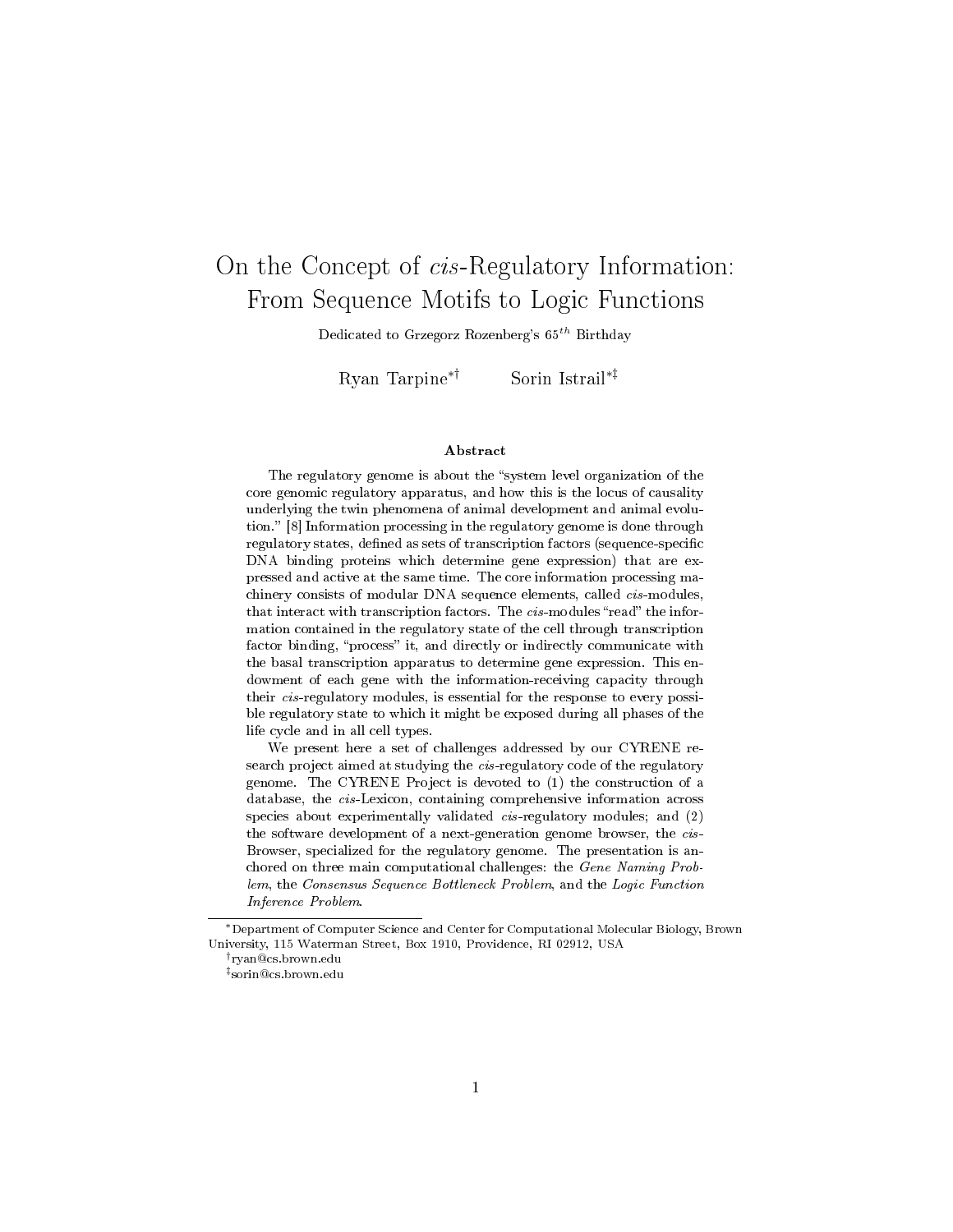# On the Concept of *cis*-Regulatory Information: From Sequence Motifs to Logic Functions

Dedicated to Grzegorz Rozenberg's $65^{th}$ Birthday

Ryan Tarpine[*,†] Sorin Istrail[*,‡]

## Abstract

The regulatory genome is about the "system level organization of the core genomic regulatory apparatus, and how this is the locus of causality underlying the twin phenomena of animal development and animal evolution." [8] Information processing in the regulatory genome is done through regulatory states, defined as sets of transcription factors (sequence-specific DNA binding proteins which determine gene expression) that are expressed and active at the same time. The core information processing machinery consists of modular DNA sequence elements, called *cis*-modules, that interact with transcription factors. The *cis*-modules "read" the information contained in the regulatory state of the cell through transcription factor binding, "process" it, and directly or indirectly communicate with the basal transcription apparatus to determine gene expression. This endowment of each gene with the information-receiving capacity through their *cis*-regulatory modules, is essential for the response to every possible regulatory state to which it might be exposed during all phases of the life cycle and in all cell types.

We present here a set of challenges addressed by our CYRENE research project aimed at studying the *cis*-regulatory code of the regulatory genome. The CYRENE Project is devoted to (1) the construction of a database, the *cis*-Lexicon, containing comprehensive information across species about experimentally validated *cis*-regulatory modules; and (2) the software development of a next-generation genome browser, the *cis*-Browser, specialized for the regulatory genome. The presentation is anchored on three main computational challenges: the *Gene Naming Problem*, the *Consensus Sequence Bottleneck Problem*, and the *Logic Function Inference Problem*.

---

[*] Department of Computer Science and Center for Computational Molecular Biology, Brown University, 115 Waterman Street, Box 1910, Providence, RI 02912, USA

[†] ryan@cs.brown.edu

[‡] sorin@cs.brown.edu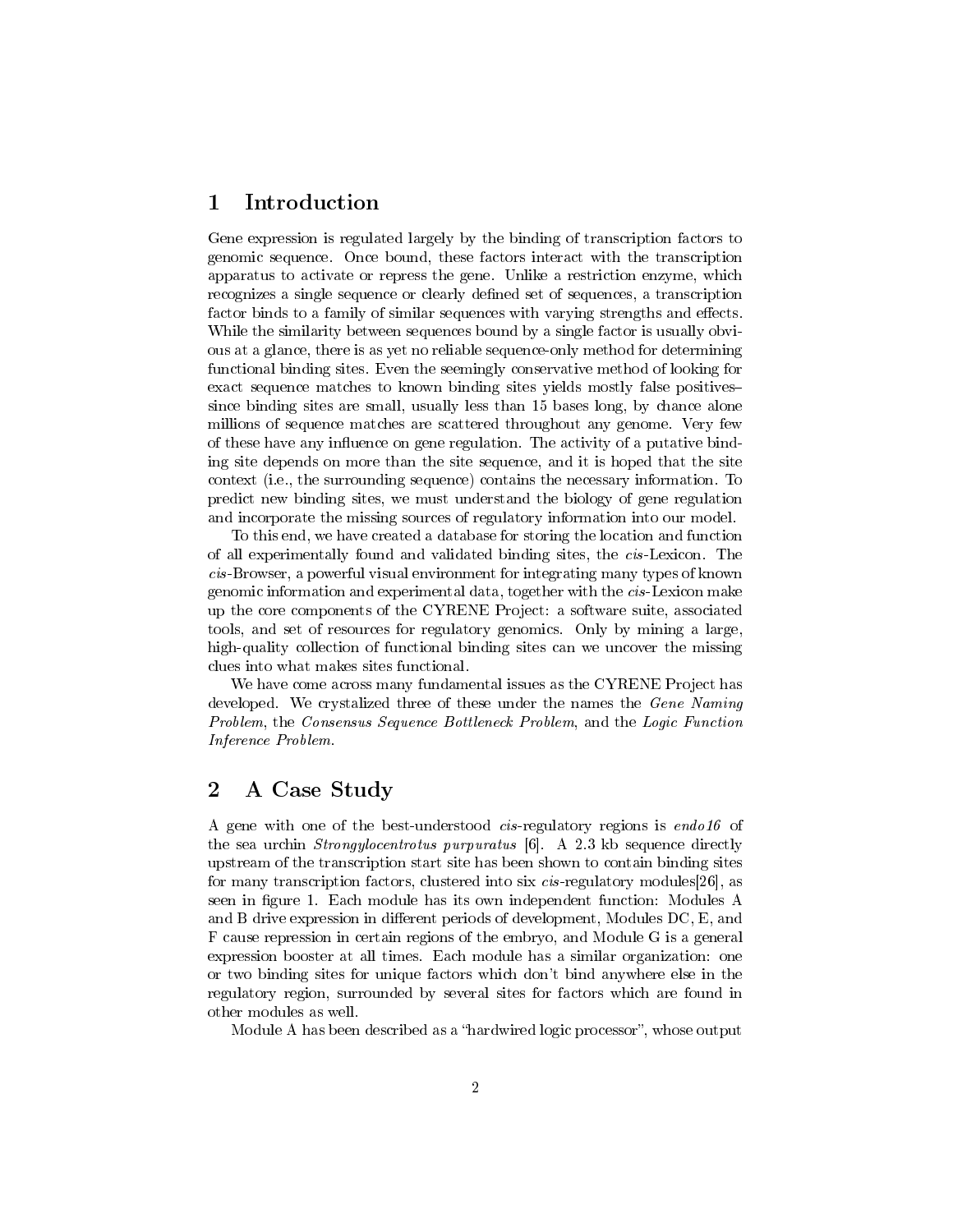## 1 Introduction

Gene expression is regulated largely by the binding of transcription factors to genomic sequence. Once bound, these factors interact with the transcription apparatus to activate or repress the gene. Unlike a restriction enzyme, which recognizes a single sequence or clearly defined set of sequences, a transcription factor binds to a family of similar sequences with varying strengths and effects. While the similarity between sequences bound by a single factor is usually obvious at a glance, there is as yet no reliable sequence-only method for determining functional binding sites. Even the seemingly conservative method of looking for exact sequence matches to known binding sites yields mostly false positives– since binding sites are small, usually less than 15 bases long, by chance alone millions of sequence matches are scattered throughout any genome. Very few of these have any influence on gene regulation. The activity of a putative binding site depends on more than the site sequence, and it is hoped that the site context (i.e., the surrounding sequence) contains the necessary information. To predict new binding sites, we must understand the biology of gene regulation and incorporate the missing sources of regulatory information into our model.

To this end, we have created a database for storing the location and function of all experimentally found and validated binding sites, the *cis*-Lexicon. The *cis*-Browser, a powerful visual environment for integrating many types of known genomic information and experimental data, together with the *cis*-Lexicon make up the core components of the CYRENE Project: a software suite, associated tools, and set of resources for regulatory genomics. Only by mining a large, high-quality collection of functional binding sites can we uncover the missing clues into what makes sites functional.

We have come across many fundamental issues as the CYRENE Project has developed. We crystalized three of these under the names the *Gene Naming Problem*, the *Consensus Sequence Bottleneck Problem*, and the *Logic Function Inference Problem*.

## 2 A Case Study

A gene with one of the best-understood *cis*-regulatory regions is *endo16* of the sea urchin *Strongylocentrotus purpuratus* [6]. A 2.3 kb sequence directly upstream of the transcription start site has been shown to contain binding sites for many transcription factors, clustered into six *cis*-regulatory modules[26], as seen in figure 1. Each module has its own independent function: Modules A and B drive expression in different periods of development, Modules DC, E, and F cause repression in certain regions of the embryo, and Module G is a general expression booster at all times. Each module has a similar organization: one or two binding sites for unique factors which don't bind anywhere else in the regulatory region, surrounded by several sites for factors which are found in other modules as well.

Module A has been described as a "hardwired logic processor", whose output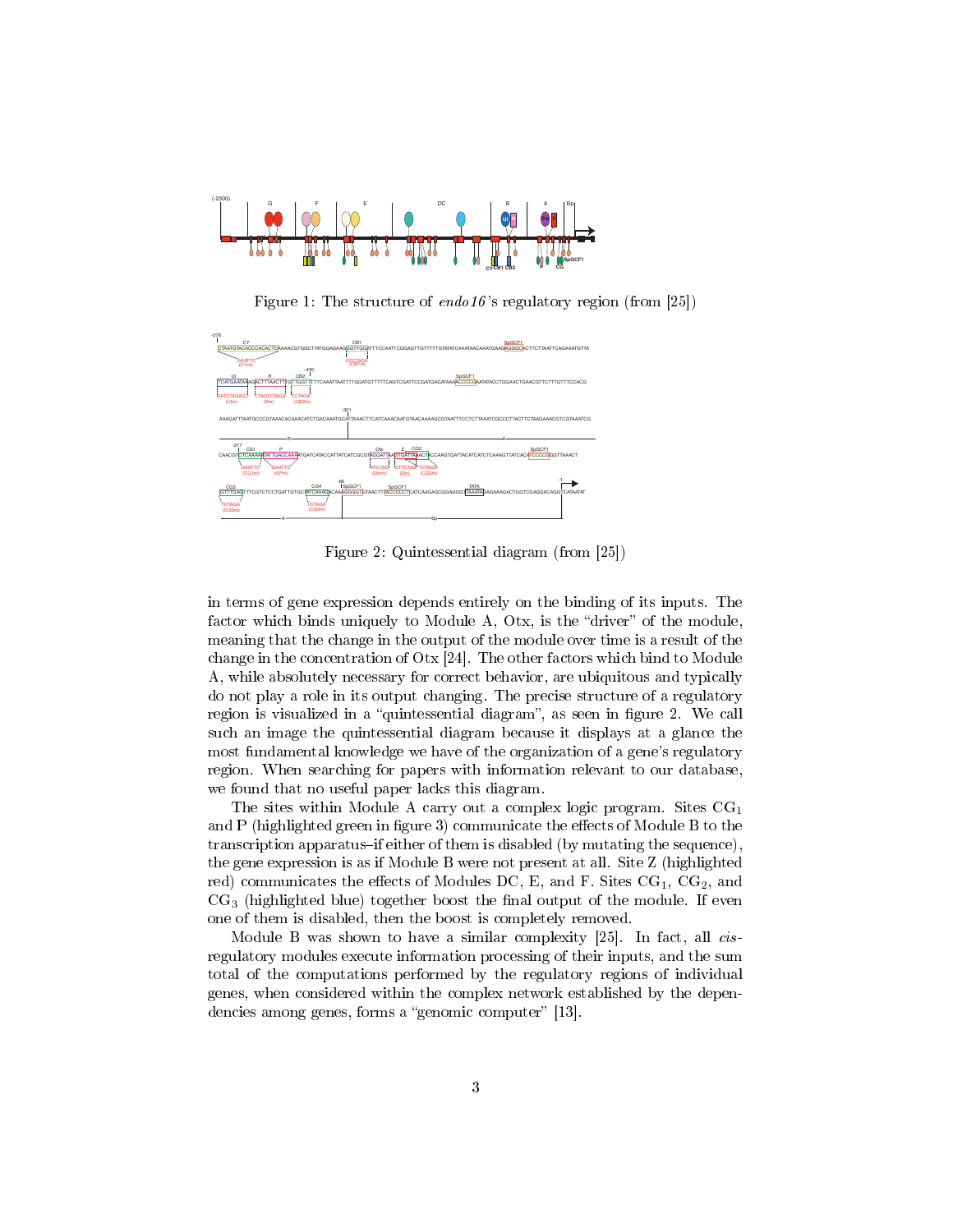Figure 1: The structure of *endo16*'s regulatory region (from [25])

Figure 2: Quintessential diagram (from [25])

in terms of gene expression depends entirely on the binding of its inputs. The factor which binds uniquely to Module A, Otx, is the "driver" of the module, meaning that the change in the output of the module over time is a result of the change in the concentration of Otx [24]. The other factors which bind to Module A, while absolutely necessary for correct behavior, are ubiquitous and typically do not play a role in its output changing. The precise structure of a regulatory region is visualized in a "quintessential diagram", as seen in figure 2. We call such an image the quintessential diagram because it displays at a glance the most fundamental knowledge we have of the organization of a gene's regulatory region. When searching for papers with information relevant to our database, we found that no useful paper lacks this diagram.

The sites within Module A carry out a complex logic program. Sites $CG_1$ and P (highlighted green in figure 3) communicate the effects of Module B to the transcription apparatus–if either of them is disabled (by mutating the sequence), the gene expression is as if Module B were not present at all. Site Z (highlighted red) communicates the effects of Modules DC, E, and F. Sites $CG_1$, $CG_2$, and $CG_3$ (highlighted blue) together boost the final output of the module. If even one of them is disabled, then the boost is completely removed.

Module B was shown to have a similar complexity [25]. In fact, all *cis*-regulatory modules execute information processing of their inputs, and the sum total of the computations performed by the regulatory regions of individual genes, when considered within the complex network established by the dependencies among genes, forms a "genomic computer" [13].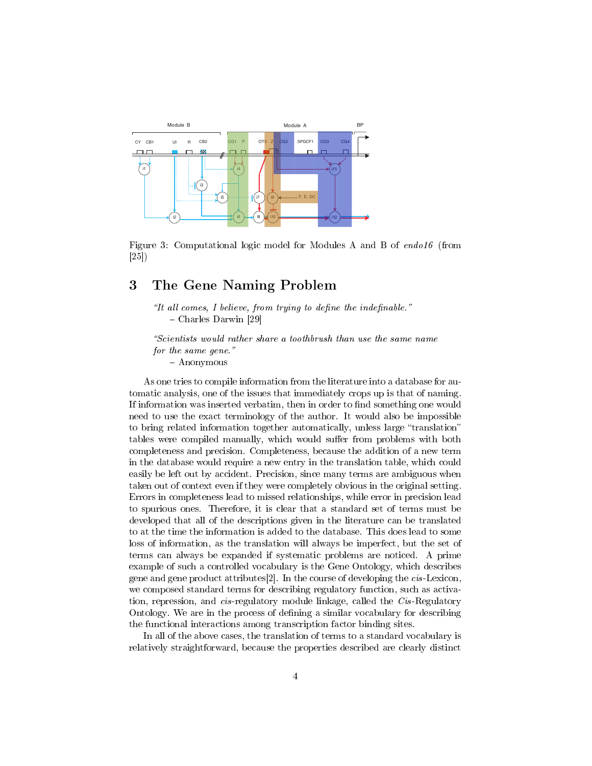Module B

Module A

BP

CY CB1 UI R CB2 CG1 P OTX Z CG2 SPGCF1 CG3 CG4

i1 i2 i3 i4 i5 i6 i7 i8 i9 i10 i11 i12

F, E, DC

Figure 3: Computational logic model for Modules A and B of *endo16* (from [25])

## 3 The Gene Naming Problem

> *"It all comes, I believe, from trying to define the indefinable."*
> – Charles Darwin [29]

> *"Scientists would rather share a toothbrush than use the same name for the same gene."*
> – Anonymous

As one tries to compile information from the literature into a database for automatic analysis, one of the issues that immediately crops up is that of naming. If information was inserted verbatim, then in order to find something one would need to use the exact terminology of the author. It would also be impossible to bring related information together automatically, unless large "translation" tables were compiled manually, which would suffer from problems with both completeness and precision. Completeness, because the addition of a new term in the database would require a new entry in the translation table, which could easily be left out by accident. Precision, since many terms are ambiguous when taken out of context even if they were completely obvious in the original setting. Errors in completeness lead to missed relationships, while error in precision lead to spurious ones. Therefore, it is clear that a standard set of terms must be developed that all of the descriptions given in the literature can be translated to at the time the information is added to the database. This does lead to some loss of information, as the translation will always be imperfect, but the set of terms can always be expanded if systematic problems are noticed. A prime example of such a controlled vocabulary is the Gene Ontology, which describes gene and gene product attributes[2]. In the course of developing the *cis*-Lexicon, we composed standard terms for describing regulatory function, such as activation, repression, and *cis*-regulatory module linkage, called the *Cis*-Regulatory Ontology. We are in the process of defining a similar vocabulary for describing the functional interactions among transcription factor binding sites.

In all of the above cases, the translation of terms to a standard vocabulary is relatively straightforward, because the properties described are clearly distinct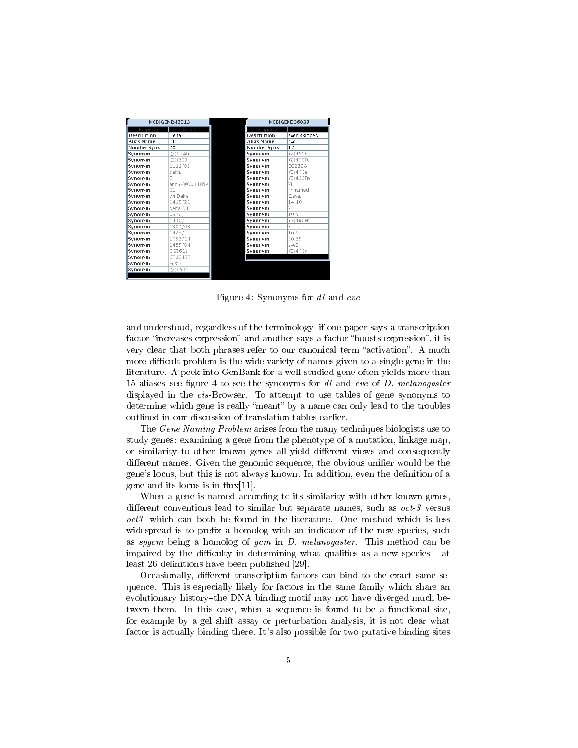| NCBIGENE:42313 | |
|---|---|
| Property | Value |
| Description | Delta |
| Alias Name | Dl |
| Number Syns | 20 |
| Synonym | l(3)92Ab |
| Synonym | l(3)IBC3 |
| Synonym | 1119/09 |
| Synonym | delta |
| Synonym | D |
| Synonym | anon-WO0118547 |
| Synonym | C1 |
| Synonym | dmDelta |
| Synonym | 0495/20 |
| Synonym | delta D1 |
| Synonym | 0926/11 |
| Synonym | 1440/11 |
| Synonym | 1304/03 |
| Synonym | 1423/11 |
| Synonym | 1053/14 |
| Synonym | 1485/04 |
| Synonym | CG3619 |
| Synonym | CT12133 |
| Synonym | E(Sl)2 |
| Synonym | l(3)05151 |

| NCBIGENE:36039 | |
|---|---|
| Property | Value |
| Description | even skipped |
| Alias Name | eve |
| Number Syns | 17 |
| Synonym | l(2)46CFj |
| Synonym | l(2)46CFq |
| Synonym | CG2328 |
| Synonym | l(2)46Ce |
| Synonym | l(2)46CFp |
| Synonym | VI |
| Synonym | unnamed |
| Synonym | E(eve) |
| Synonym | 14.10 |
| Synonym | Y |
| Synonym | 10.5 |
| Synonym | l(2)46CFh |
| Synonym | F |
| Synonym | 10.9 |
| Synonym | 20.35 |
| Synonym | eve2 |
| Synonym | l(2)46Cg |

Figure 4: Synonyms for *dl* and *eve*

and understood, regardless of the terminology–if one paper says a transcription factor "increases expression" and another says a factor "boosts expression", it is very clear that both phrases refer to our canonical term "activation". A much more difficult problem is the wide variety of names given to a single gene in the literature. A peek into GenBank for a well studied gene often yields more than 15 aliases–see figure 4 to see the synonyms for *dl* and *eve* of *D. melanogaster* displayed in the *cis*-Browser. To attempt to use tables of gene synonyms to determine which gene is really "meant" by a name can only lead to the troubles outlined in our discussion of translation tables earlier.

The *Gene Naming Problem* arises from the many techniques biologists use to study genes: examining a gene from the phenotype of a mutation, linkage map, or similarity to other known genes all yield different views and consequently different names. Given the genomic sequence, the obvious unifier would be the gene's locus, but this is not always known. In addition, even the definition of a gene and its locus is in flux[11].

When a gene is named according to its similarity with other known genes, different conventions lead to similar but separate names, such as *oct-3* versus *oct3*, which can both be found in the literature. One method which is less widespread is to prefix a homolog with an indicator of the new species, such as *spgcm* being a homolog of *gcm* in *D. melanogaster*. This method can be impaired by the difficulty in determining what qualifies as a new species – at least 26 definitions have been published [29].

Occasionally, different transcription factors can bind to the exact same sequence. This is especially likely for factors in the same family which share an evolutionary history–the DNA binding motif may not have diverged much between them. In this case, when a sequence is found to be a functional site, for example by a gel shift assay or perturbation analysis, it is not clear what factor is actually binding there. It's also possible for two putative binding sites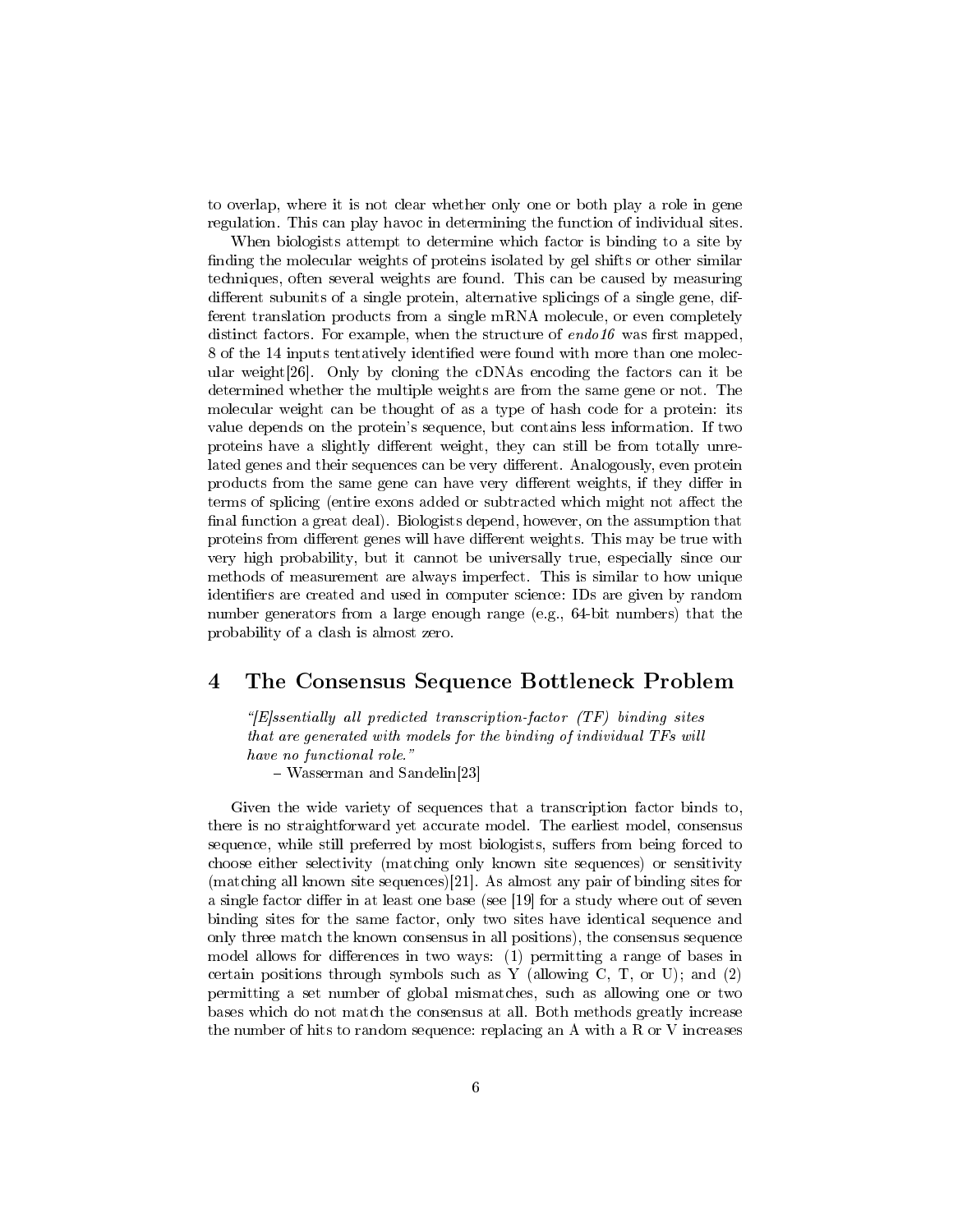to overlap, where it is not clear whether only one or both play a role in gene regulation. This can play havoc in determining the function of individual sites.

When biologists attempt to determine which factor is binding to a site by finding the molecular weights of proteins isolated by gel shifts or other similar techniques, often several weights are found. This can be caused by measuring different subunits of a single protein, alternative splicings of a single gene, different translation products from a single mRNA molecule, or even completely distinct factors. For example, when the structure of *endo16* was first mapped, 8 of the 14 inputs tentatively identified were found with more than one molecular weight[26]. Only by cloning the cDNAs encoding the factors can it be determined whether the multiple weights are from the same gene or not. The molecular weight can be thought of as a type of hash code for a protein: its value depends on the protein's sequence, but contains less information. If two proteins have a slightly different weight, they can still be from totally unrelated genes and their sequences can be very different. Analogously, even protein products from the same gene can have very different weights, if they differ in terms of splicing (entire exons added or subtracted which might not affect the final function a great deal). Biologists depend, however, on the assumption that proteins from different genes will have different weights. This may be true with very high probability, but it cannot be universally true, especially since our methods of measurement are always imperfect. This is similar to how unique identifiers are created and used in computer science: IDs are given by random number generators from a large enough range (e.g., 64-bit numbers) that the probability of a clash is almost zero.

## 4 The Consensus Sequence Bottleneck Problem

> *"[E]ssentially all predicted transcription-factor (TF) binding sites that are generated with models for the binding of individual TFs will have no functional role."*
>
> – Wasserman and Sandelin[23]

Given the wide variety of sequences that a transcription factor binds to, there is no straightforward yet accurate model. The earliest model, consensus sequence, while still preferred by most biologists, suffers from being forced to choose either selectivity (matching only known site sequences) or sensitivity (matching all known site sequences)[21]. As almost any pair of binding sites for a single factor differ in at least one base (see [19] for a study where out of seven binding sites for the same factor, only two sites have identical sequence and only three match the known consensus in all positions), the consensus sequence model allows for differences in two ways: (1) permitting a range of bases in certain positions through symbols such as Y (allowing C, T, or U); and (2) permitting a set number of global mismatches, such as allowing one or two bases which do not match the consensus at all. Both methods greatly increase the number of hits to random sequence: replacing an A with a R or V increases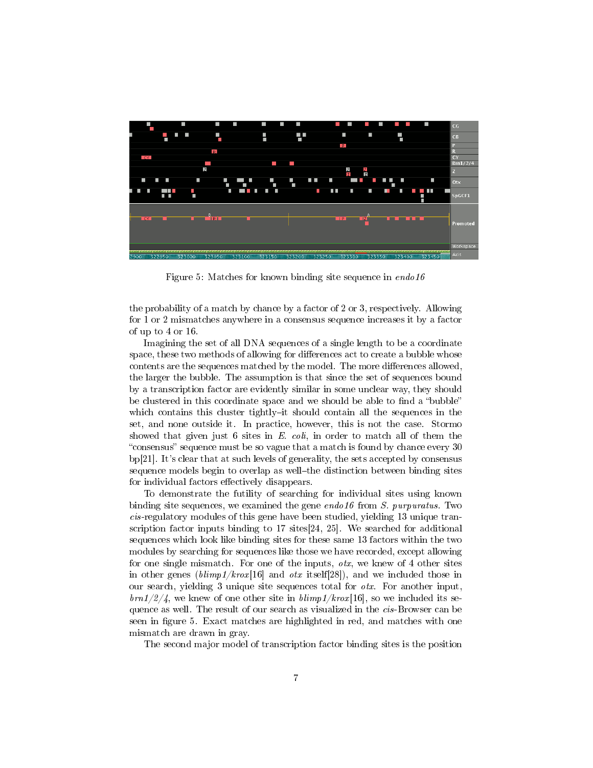Figure 5: Matches for known binding site sequence in *endo16*

the probability of a match by chance by a factor of 2 or 3, respectively. Allowing for 1 or 2 mismatches anywhere in a consensus sequence increases it by a factor of up to 4 or 16.

Imagining the set of all DNA sequences of a single length to be a coordinate space, these two methods of allowing for differences act to create a bubble whose contents are the sequences matched by the model. The more differences allowed, the larger the bubble. The assumption is that since the set of sequences bound by a transcription factor are evidently similar in some unclear way, they should be clustered in this coordinate space and we should be able to find a "bubble" which contains this cluster tightly–it should contain all the sequences in the set, and none outside it. In practice, however, this is not the case. Stormo showed that given just 6 sites in *E. coli*, in order to match all of them the "consensus" sequence must be so vague that a match is found by chance every 30 bp[21]. It's clear that at such levels of generality, the sets accepted by consensus sequence models begin to overlap as well–the distinction between binding sites for individual factors effectively disappears.

To demonstrate the futility of searching for individual sites using known binding site sequences, we examined the gene *endo16* from *S. purpuratus*. Two *cis*-regulatory modules of this gene have been studied, yielding 13 unique transcription factor inputs binding to 17 sites[24, 25]. We searched for additional sequences which look like binding sites for these same 13 factors within the two modules by searching for sequences like those we have recorded, except allowing for one single mismatch. For one of the inputs, *otx*, we knew of 4 other sites in other genes (*blimp1/krox*[16] and *otx* itself[28]), and we included those in our search, yielding 3 unique site sequences total for *otx*. For another input, *brn1/2/4*, we knew of one other site in *blimp1/krox*[16], so we included its sequence as well. The result of our search as visualized in the *cis*-Browser can be seen in figure 5. Exact matches are highlighted in red, and matches with one mismatch are drawn in gray.

The second major model of transcription factor binding sites is the position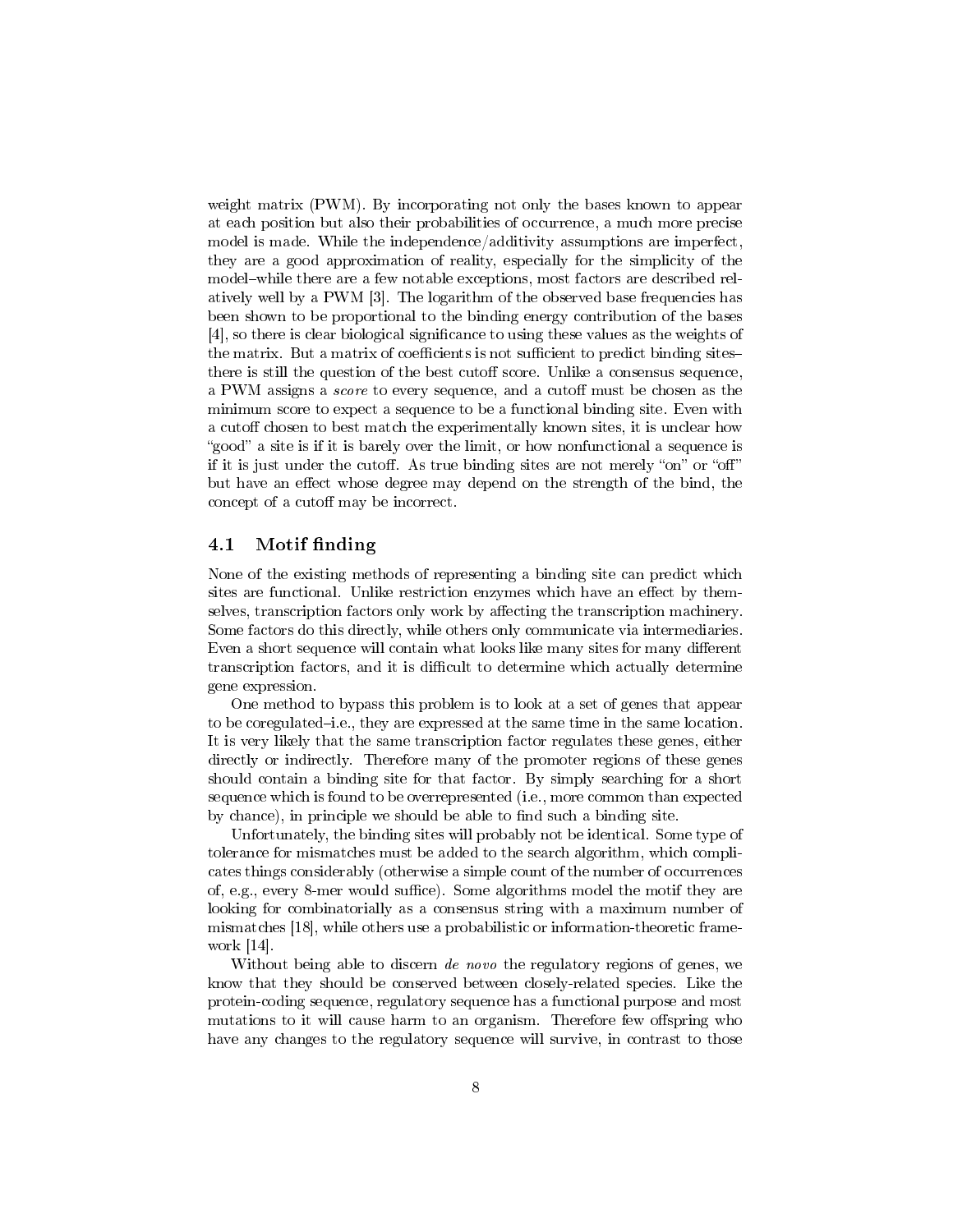weight matrix (PWM). By incorporating not only the bases known to appear at each position but also their probabilities of occurrence, a much more precise model is made. While the independence/additivity assumptions are imperfect, they are a good approximation of reality, especially for the simplicity of the model–while there are a few notable exceptions, most factors are described relatively well by a PWM [3]. The logarithm of the observed base frequencies has been shown to be proportional to the binding energy contribution of the bases [4], so there is clear biological significance to using these values as the weights of the matrix. But a matrix of coefficients is not sufficient to predict binding sites–there is still the question of the best cutoff score. Unlike a consensus sequence, a PWM assigns a *score* to every sequence, and a cutoff must be chosen as the minimum score to expect a sequence to be a functional binding site. Even with a cutoff chosen to best match the experimentally known sites, it is unclear how "good" a site is if it is barely over the limit, or how nonfunctional a sequence is if it is just under the cutoff. As true binding sites are not merely "on" or "off" but have an effect whose degree may depend on the strength of the bind, the concept of a cutoff may be incorrect.

## 4.1 Motif finding

None of the existing methods of representing a binding site can predict which sites are functional. Unlike restriction enzymes which have an effect by themselves, transcription factors only work by affecting the transcription machinery. Some factors do this directly, while others only communicate via intermediaries. Even a short sequence will contain what looks like many sites for many different transcription factors, and it is difficult to determine which actually determine gene expression.

One method to bypass this problem is to look at a set of genes that appear to be coregulated–i.e., they are expressed at the same time in the same location. It is very likely that the same transcription factor regulates these genes, either directly or indirectly. Therefore many of the promoter regions of these genes should contain a binding site for that factor. By simply searching for a short sequence which is found to be overrepresented (i.e., more common than expected by chance), in principle we should be able to find such a binding site.

Unfortunately, the binding sites will probably not be identical. Some type of tolerance for mismatches must be added to the search algorithm, which complicates things considerably (otherwise a simple count of the number of occurrences of, e.g., every 8-mer would suffice). Some algorithms model the motif they are looking for combinatorially as a consensus string with a maximum number of mismatches [18], while others use a probabilistic or information-theoretic framework [14].

Without being able to discern *de novo* the regulatory regions of genes, we know that they should be conserved between closely-related species. Like the protein-coding sequence, regulatory sequence has a functional purpose and most mutations to it will cause harm to an organism. Therefore few offspring who have any changes to the regulatory sequence will survive, in contrast to those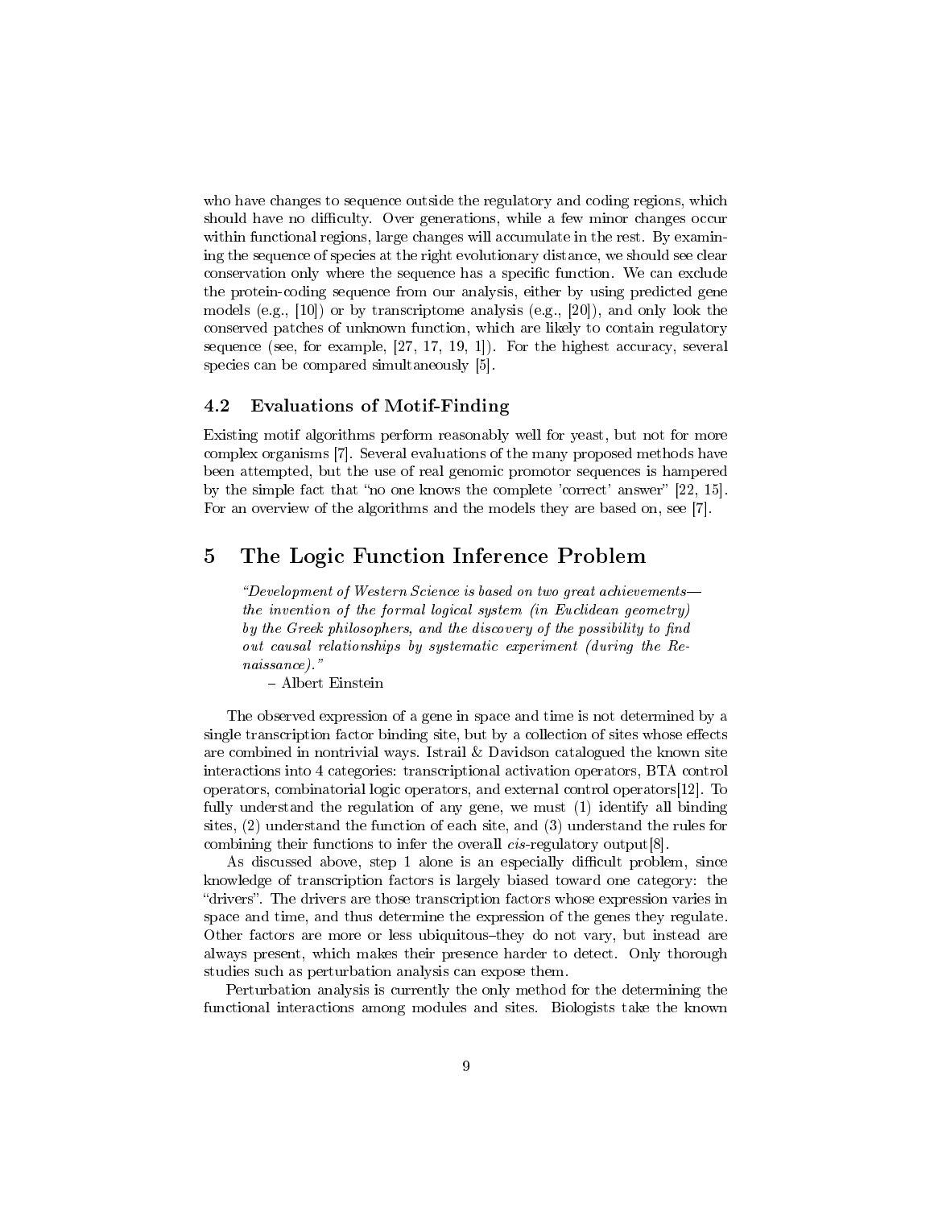who have changes to sequence outside the regulatory and coding regions, which should have no difficulty. Over generations, while a few minor changes occur within functional regions, large changes will accumulate in the rest. By examining the sequence of species at the right evolutionary distance, we should see clear conservation only where the sequence has a specific function. We can exclude the protein-coding sequence from our analysis, either by using predicted gene models (e.g., [10]) or by transcriptome analysis (e.g., [20]), and only look the conserved patches of unknown function, which are likely to contain regulatory sequence (see, for example, [27, 17, 19, 1]). For the highest accuracy, several species can be compared simultaneously [5].

### 4.2 Evaluations of Motif-Finding

Existing motif algorithms perform reasonably well for yeast, but not for more complex organisms [7]. Several evaluations of the many proposed methods have been attempted, but the use of real genomic promotor sequences is hampered by the simple fact that "no one knows the complete 'correct' answer" [22, 15]. For an overview of the algorithms and the models they are based on, see [7].

## 5 The Logic Function Inference Problem

> *"Development of Western Science is based on two great achievements—the invention of the formal logical system (in Euclidean geometry) by the Greek philosophers, and the discovery of the possibility to find out causal relationships by systematic experiment (during the Renaissance)."*
>
> – Albert Einstein

The observed expression of a gene in space and time is not determined by a single transcription factor binding site, but by a collection of sites whose effects are combined in nontrivial ways. Istrail & Davidson catalogued the known site interactions into 4 categories: transcriptional activation operators, BTA control operators, combinatorial logic operators, and external control operators[12]. To fully understand the regulation of any gene, we must (1) identify all binding sites, (2) understand the function of each site, and (3) understand the rules for combining their functions to infer the overall *cis*-regulatory output[8].

As discussed above, step 1 alone is an especially difficult problem, since knowledge of transcription factors is largely biased toward one category: the "drivers". The drivers are those transcription factors whose expression varies in space and time, and thus determine the expression of the genes they regulate. Other factors are more or less ubiquitous–they do not vary, but instead are always present, which makes their presence harder to detect. Only thorough studies such as perturbation analysis can expose them.

Perturbation analysis is currently the only method for the determining the functional interactions among modules and sites. Biologists take the known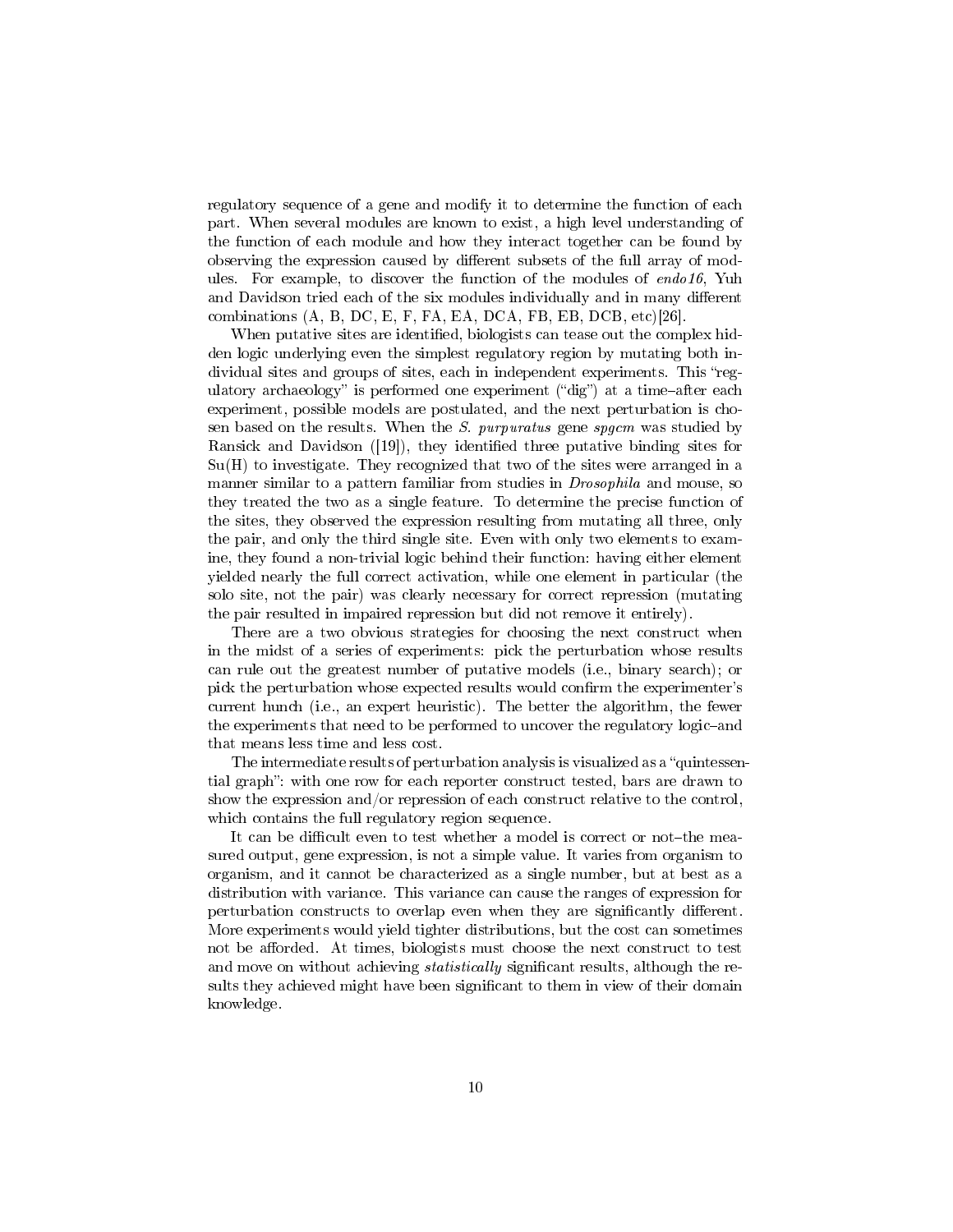regulatory sequence of a gene and modify it to determine the function of each part. When several modules are known to exist, a high level understanding of the function of each module and how they interact together can be found by observing the expression caused by different subsets of the full array of modules. For example, to discover the function of the modules of *endo16*, Yuh and Davidson tried each of the six modules individually and in many different combinations (A, B, DC, E, F, FA, EA, DCA, FB, EB, DCB, etc)[26].

When putative sites are identified, biologists can tease out the complex hidden logic underlying even the simplest regulatory region by mutating both individual sites and groups of sites, each in independent experiments. This "regulatory archaeology" is performed one experiment ("dig") at a time–after each experiment, possible models are postulated, and the next perturbation is chosen based on the results. When the *S. purpuratus* gene *spgcm* was studied by Ransick and Davidson ([19]), they identified three putative binding sites for Su(H) to investigate. They recognized that two of the sites were arranged in a manner similar to a pattern familiar from studies in *Drosophila* and mouse, so they treated the two as a single feature. To determine the precise function of the sites, they observed the expression resulting from mutating all three, only the pair, and only the third single site. Even with only two elements to examine, they found a non-trivial logic behind their function: having either element yielded nearly the full correct activation, while one element in particular (the solo site, not the pair) was clearly necessary for correct repression (mutating the pair resulted in impaired repression but did not remove it entirely).

There are a two obvious strategies for choosing the next construct when in the midst of a series of experiments: pick the perturbation whose results can rule out the greatest number of putative models (i.e., binary search); or pick the perturbation whose expected results would confirm the experimenter's current hunch (i.e., an expert heuristic). The better the algorithm, the fewer the experiments that need to be performed to uncover the regulatory logic–and that means less time and less cost.

The intermediate results of perturbation analysis is visualized as a "quintessential graph": with one row for each reporter construct tested, bars are drawn to show the expression and/or repression of each construct relative to the control, which contains the full regulatory region sequence.

It can be difficult even to test whether a model is correct or not–the measured output, gene expression, is not a simple value. It varies from organism to organism, and it cannot be characterized as a single number, but at best as a distribution with variance. This variance can cause the ranges of expression for perturbation constructs to overlap even when they are significantly different. More experiments would yield tighter distributions, but the cost can sometimes not be afforded. At times, biologists must choose the next construct to test and move on without achieving *statistically* significant results, although the results they achieved might have been significant to them in view of their domain knowledge.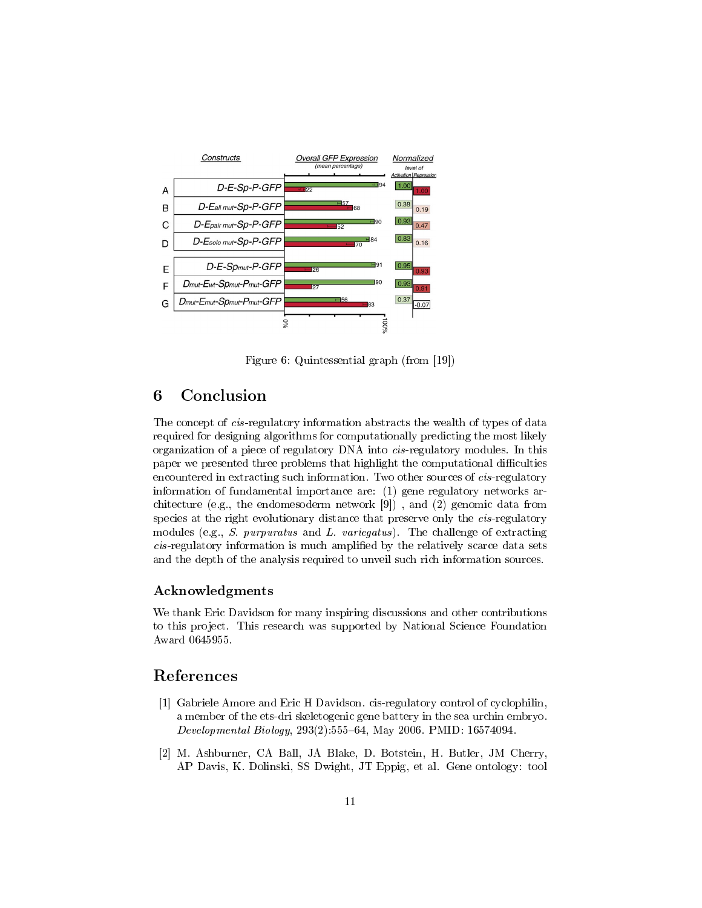Figure 6: Quintessential graph (from [19])

## 6 Conclusion

The concept of *cis*-regulatory information abstracts the wealth of types of data required for designing algorithms for computationally predicting the most likely organization of a piece of regulatory DNA into *cis*-regulatory modules. In this paper we presented three problems that highlight the computational difficulties encountered in extracting such information. Two other sources of *cis*-regulatory information of fundamental importance are: (1) gene regulatory networks architecture (e.g., the endomesoderm network [9]) , and (2) genomic data from species at the right evolutionary distance that preserve only the *cis*-regulatory modules (e.g., *S. purpuratus* and *L. variegatus*). The challenge of extracting *cis*-regulatory information is much amplified by the relatively scarce data sets and the depth of the analysis required to unveil such rich information sources.

### Acknowledgments

We thank Eric Davidson for many inspiring discussions and other contributions to this project. This research was supported by National Science Foundation Award 0645955.

## References

[1] Gabriele Amore and Eric H Davidson. cis-regulatory control of cyclophilin, a member of the ets-dri skeletogenic gene battery in the sea urchin embryo. *Developmental Biology*, 293(2):555–64, May 2006. PMID: 16574094.

[2] M. Ashburner, CA Ball, JA Blake, D. Botstein, H. Butler, JM Cherry, AP Davis, K. Dolinski, SS Dwight, JT Eppig, et al. Gene ontology: tool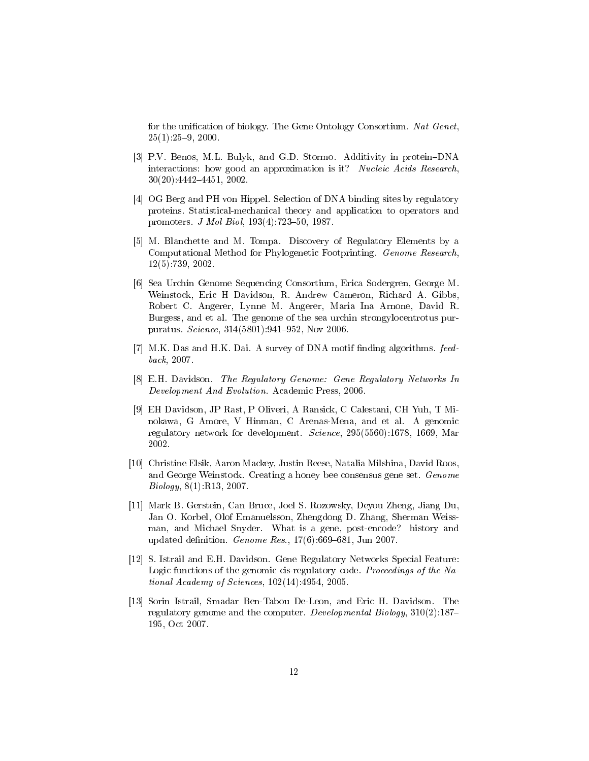for the unification of biology. The Gene Ontology Consortium. *Nat Genet*, 25(1):25–9, 2000.

[3] P.V. Benos, M.L. Bulyk, and G.D. Stormo. Additivity in protein–DNA interactions: how good an approximation is it? *Nucleic Acids Research*, 30(20):4442–4451, 2002.

[4] OG Berg and PH von Hippel. Selection of DNA binding sites by regulatory proteins. Statistical-mechanical theory and application to operators and promoters. *J Mol Biol*, 193(4):723–50, 1987.

[5] M. Blanchette and M. Tompa. Discovery of Regulatory Elements by a Computational Method for Phylogenetic Footprinting. *Genome Research*, 12(5):739, 2002.

[6] Sea Urchin Genome Sequencing Consortium, Erica Sodergren, George M. Weinstock, Eric H Davidson, R. Andrew Cameron, Richard A. Gibbs, Robert C. Angerer, Lynne M. Angerer, Maria Ina Arnone, David R. Burgess, and et al. The genome of the sea urchin strongylocentrotus purpuratus. *Science*, 314(5801):941–952, Nov 2006.

[7] M.K. Das and H.K. Dai. A survey of DNA motif finding algorithms. *feedback*, 2007.

[8] E.H. Davidson. *The Regulatory Genome: Gene Regulatory Networks In Development And Evolution*. Academic Press, 2006.

[9] EH Davidson, JP Rast, P Oliveri, A Ransick, C Calestani, CH Yuh, T Minokawa, G Amore, V Hinman, C Arenas-Mena, and et al. A genomic regulatory network for development. *Science*, 295(5560):1678, 1669, Mar 2002.

[10] Christine Elsik, Aaron Mackey, Justin Reese, Natalia Milshina, David Roos, and George Weinstock. Creating a honey bee consensus gene set. *Genome Biology*, 8(1):R13, 2007.

[11] Mark B. Gerstein, Can Bruce, Joel S. Rozowsky, Deyou Zheng, Jiang Du, Jan O. Korbel, Olof Emanuelsson, Zhengdong D. Zhang, Sherman Weissman, and Michael Snyder. What is a gene, post-encode? history and updated definition. *Genome Res.*, 17(6):669–681, Jun 2007.

[12] S. Istrail and E.H. Davidson. Gene Regulatory Networks Special Feature: Logic functions of the genomic cis-regulatory code. *Proceedings of the National Academy of Sciences*, 102(14):4954, 2005.

[13] Sorin Istrail, Smadar Ben-Tabou De-Leon, and Eric H. Davidson. The regulatory genome and the computer. *Developmental Biology*, 310(2):187–195, Oct 2007.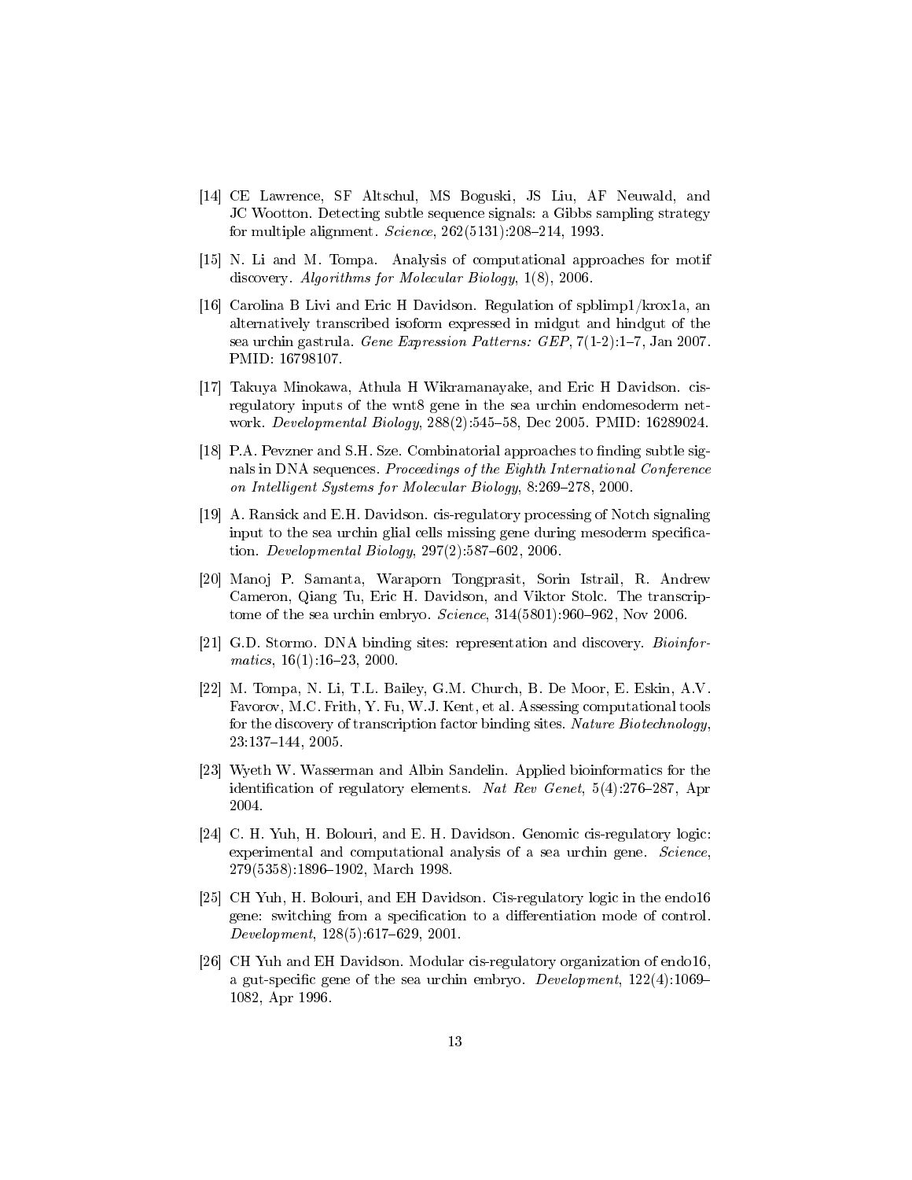[14] CE Lawrence, SF Altschul, MS Boguski, JS Liu, AF Neuwald, and JC Wootton. Detecting subtle sequence signals: a Gibbs sampling strategy for multiple alignment. *Science*, 262(5131):208–214, 1993.

[15] N. Li and M. Tompa. Analysis of computational approaches for motif discovery. *Algorithms for Molecular Biology*, 1(8), 2006.

[16] Carolina B Livi and Eric H Davidson. Regulation of spblimp1/krox1a, an alternatively transcribed isoform expressed in midgut and hindgut of the sea urchin gastrula. *Gene Expression Patterns: GEP*, 7(1-2):1–7, Jan 2007. PMID: 16798107.

[17] Takuya Minokawa, Athula H Wikramanayake, and Eric H Davidson. cis-regulatory inputs of the wnt8 gene in the sea urchin endomesoderm network. *Developmental Biology*, 288(2):545–58, Dec 2005. PMID: 16289024.

[18] P.A. Pevzner and S.H. Sze. Combinatorial approaches to finding subtle signals in DNA sequences. *Proceedings of the Eighth International Conference on Intelligent Systems for Molecular Biology*, 8:269–278, 2000.

[19] A. Ransick and E.H. Davidson. cis-regulatory processing of Notch signaling input to the sea urchin glial cells missing gene during mesoderm specification. *Developmental Biology*, 297(2):587–602, 2006.

[20] Manoj P. Samanta, Waraporn Tongprasit, Sorin Istrail, R. Andrew Cameron, Qiang Tu, Eric H. Davidson, and Viktor Stolc. The transcriptome of the sea urchin embryo. *Science*, 314(5801):960–962, Nov 2006.

[21] G.D. Stormo. DNA binding sites: representation and discovery. *Bioinformatics*, 16(1):16–23, 2000.

[22] M. Tompa, N. Li, T.L. Bailey, G.M. Church, B. De Moor, E. Eskin, A.V. Favorov, M.C. Frith, Y. Fu, W.J. Kent, et al. Assessing computational tools for the discovery of transcription factor binding sites. *Nature Biotechnology*, 23:137–144, 2005.

[23] Wyeth W. Wasserman and Albin Sandelin. Applied bioinformatics for the identification of regulatory elements. *Nat Rev Genet*, 5(4):276–287, Apr 2004.

[24] C. H. Yuh, H. Bolouri, and E. H. Davidson. Genomic cis-regulatory logic: experimental and computational analysis of a sea urchin gene. *Science*, 279(5358):1896–1902, March 1998.

[25] CH Yuh, H. Bolouri, and EH Davidson. Cis-regulatory logic in the endo16 gene: switching from a specification to a differentiation mode of control. *Development*, 128(5):617–629, 2001.

[26] CH Yuh and EH Davidson. Modular cis-regulatory organization of endo16, a gut-specific gene of the sea urchin embryo. *Development*, 122(4):1069–1082, Apr 1996.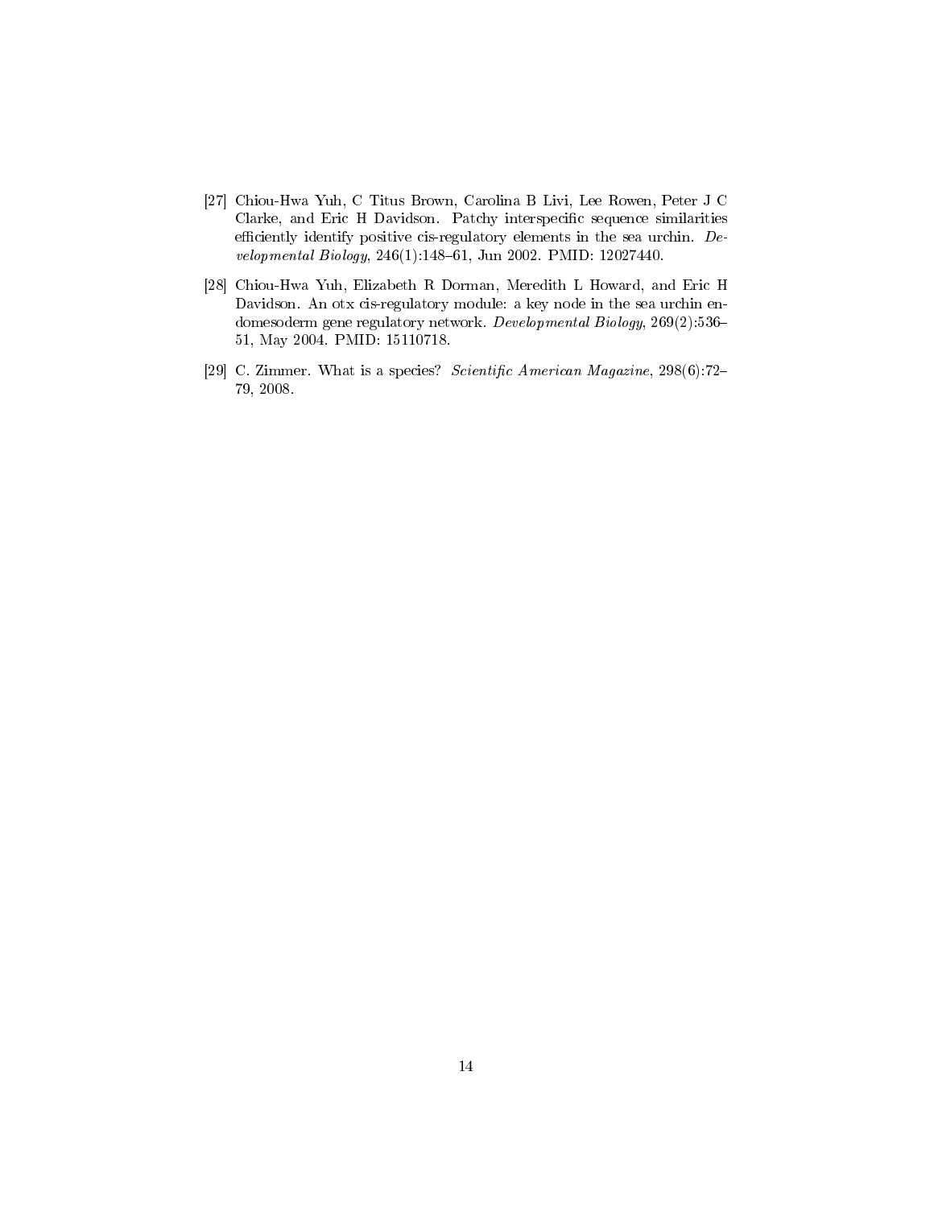[27] Chiou-Hwa Yuh, C Titus Brown, Carolina B Livi, Lee Rowen, Peter J C Clarke, and Eric H Davidson. Patchy interspecific sequence similarities efficiently identify positive cis-regulatory elements in the sea urchin. *Developmental Biology*, 246(1):148–61, Jun 2002. PMID: 12027440.

[28] Chiou-Hwa Yuh, Elizabeth R Dorman, Meredith L Howard, and Eric H Davidson. An otx cis-regulatory module: a key node in the sea urchin endomesoderm gene regulatory network. *Developmental Biology*, 269(2):536–51, May 2004. PMID: 15110718.

[29] C. Zimmer. What is a species? *Scientific American Magazine*, 298(6):72–79, 2008.